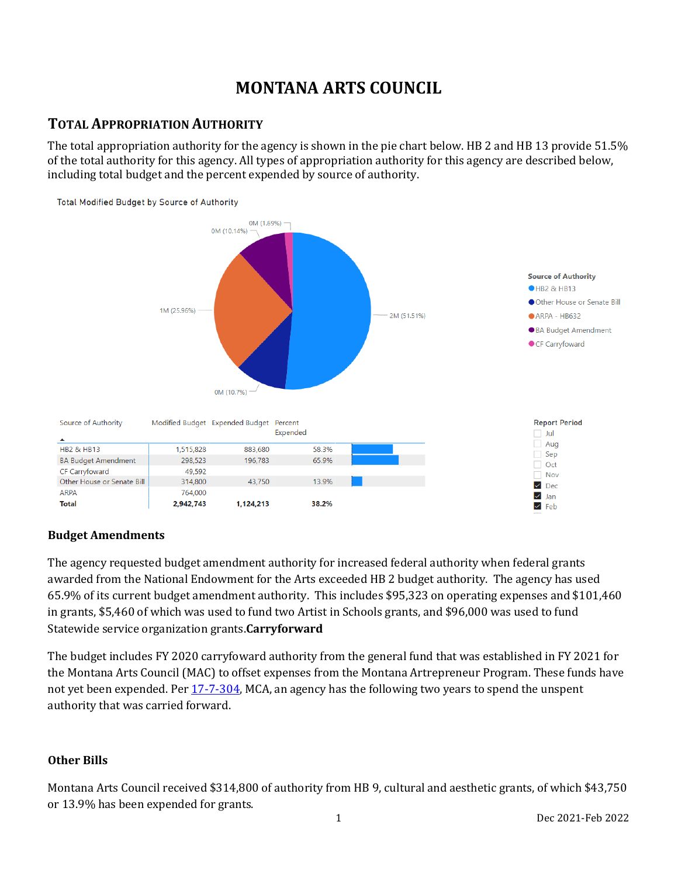# MONTANA ARTS COUNCIL

## TOTAL APPROPRIATION AUTHORITY

The total appropriation authority for the agency is shown in the pie chart below. HB 2 and HB 13 provide 51.5% of the total authority for this agency. All types of appropriation authority for this agency are described below, including total budget and the percent expended by source of authority.

Total Modified Budget by Source of Authority

| Source of Authority | Modified Budget | Expended Budget | Percent Expended |
|---|---|---|---|
| HB2 & HB13 | 1,515,828 | 883,680 | 58.3% |
| BA Budget Amendment | 298,523 | 196,783 | 65.9% |
| CF Carryfoward | 49,592 | | |
| Other House or Senate Bill | 314,800 | 43,750 | 13.9% |
| ARPA | 764,000 | | |
| **Total** | **2,942,743** | **1,124,213** | **38.2%** |

Report Period: Dec, Jan, Feb

### Budget Amendments

The agency requested budget amendment authority for increased federal authority when federal grants awarded from the National Endowment for the Arts exceeded HB 2 budget authority. The agency has used 65.9% of its current budget amendment authority. This includes $95,323 on operating expenses and $101,460 in grants, $5,460 of which was used to fund two Artist in Schools grants, and $96,000 was used to fund Statewide service organization grants.

### Carryforward

The budget includes FY 2020 carryfoward authority from the general fund that was established in FY 2021 for the Montana Arts Council (MAC) to offset expenses from the Montana Artrepreneur Program. These funds have not yet been expended. Per 17-7-304, MCA, an agency has the following two years to spend the unspent authority that was carried forward.

### Other Bills

Montana Arts Council received $314,800 of authority from HB 9, cultural and aesthetic grants, of which $43,750 or 13.9% has been expended for grants.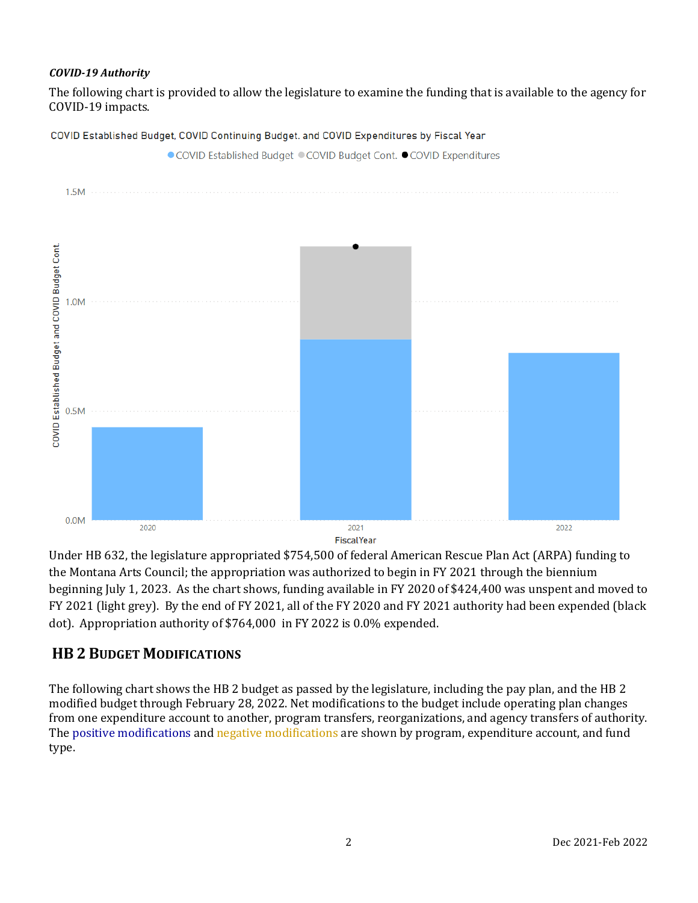***COVID-19 Authority***

The following chart is provided to allow the legislature to examine the funding that is available to the agency for COVID-19 impacts.

COVID Established Budget, COVID Continuing Budget, and COVID Expenditures by Fiscal Year

Under HB 632, the legislature appropriated $754,500 of federal American Rescue Plan Act (ARPA) funding to the Montana Arts Council; the appropriation was authorized to begin in FY 2021 through the biennium beginning July 1, 2023. As the chart shows, funding available in FY 2020 of $424,400 was unspent and moved to FY 2021 (light grey). By the end of FY 2021, all of the FY 2020 and FY 2021 authority had been expended (black dot). Appropriation authority of $764,000 in FY 2022 is 0.0% expended.

## HB 2 Budget Modifications

The following chart shows the HB 2 budget as passed by the legislature, including the pay plan, and the HB 2 modified budget through February 28, 2022. Net modifications to the budget include operating plan changes from one expenditure account to another, program transfers, reorganizations, and agency transfers of authority. The positive modifications and negative modifications are shown by program, expenditure account, and fund type.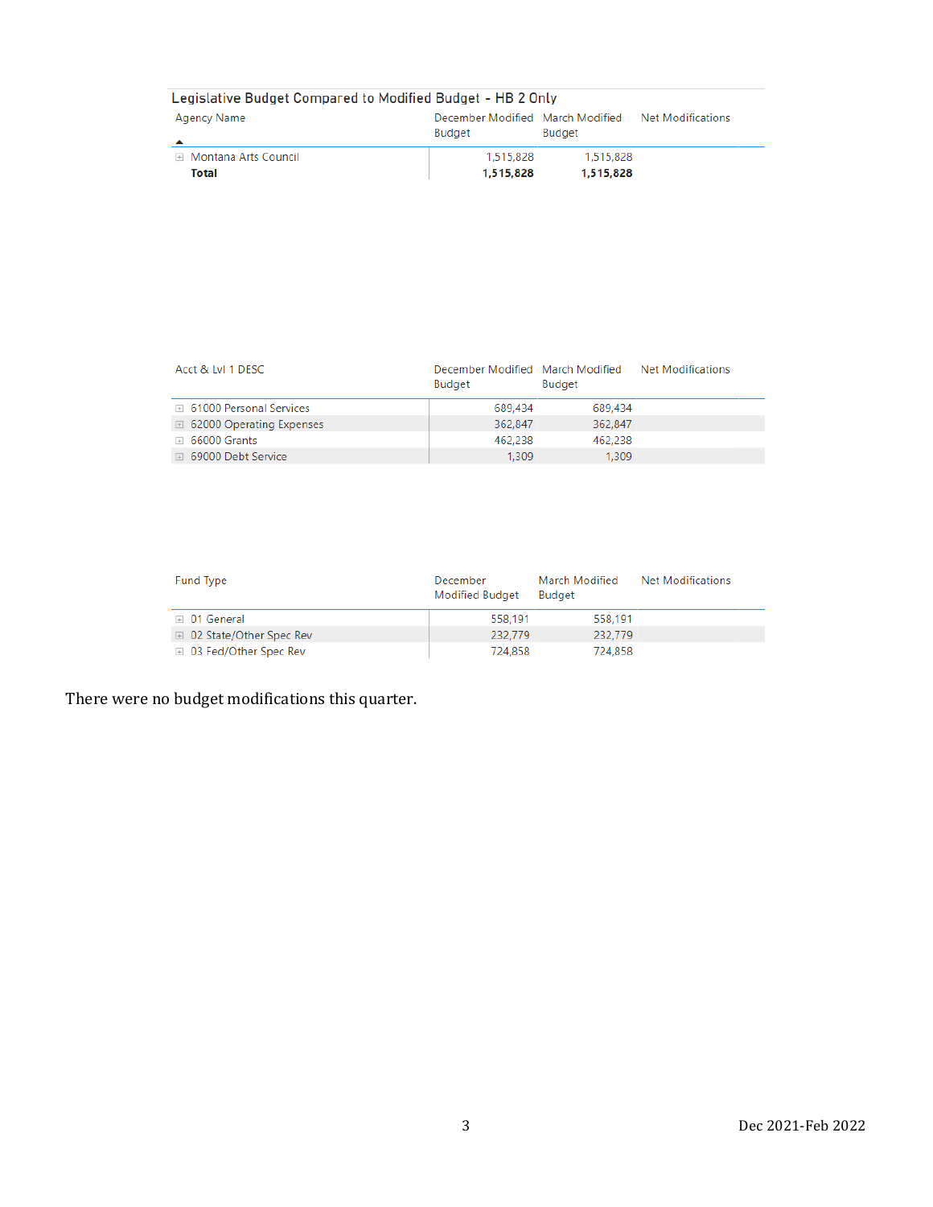### Legislative Budget Compared to Modified Budget - HB 2 Only

| Agency Name | December Modified Budget | March Modified Budget | Net Modifications |
|---|---|---|---|
| Montana Arts Council | 1,515,828 | 1,515,828 | |
| **Total** | **1,515,828** | **1,515,828** | |

| Acct & Lvl 1 DESC | December Modified Budget | March Modified Budget | Net Modifications |
|---|---|---|---|
| 61000 Personal Services | 689,434 | 689,434 | |
| 62000 Operating Expenses | 362,847 | 362,847 | |
| 66000 Grants | 462,238 | 462,238 | |
| 69000 Debt Service | 1,309 | 1,309 | |

| Fund Type | December Modified Budget | March Modified Budget | Net Modifications |
|---|---|---|---|
| 01 General | 558,191 | 558,191 | |
| 02 State/Other Spec Rev | 232,779 | 232,779 | |
| 03 Fed/Other Spec Rev | 724,858 | 724,858 | |

There were no budget modifications this quarter.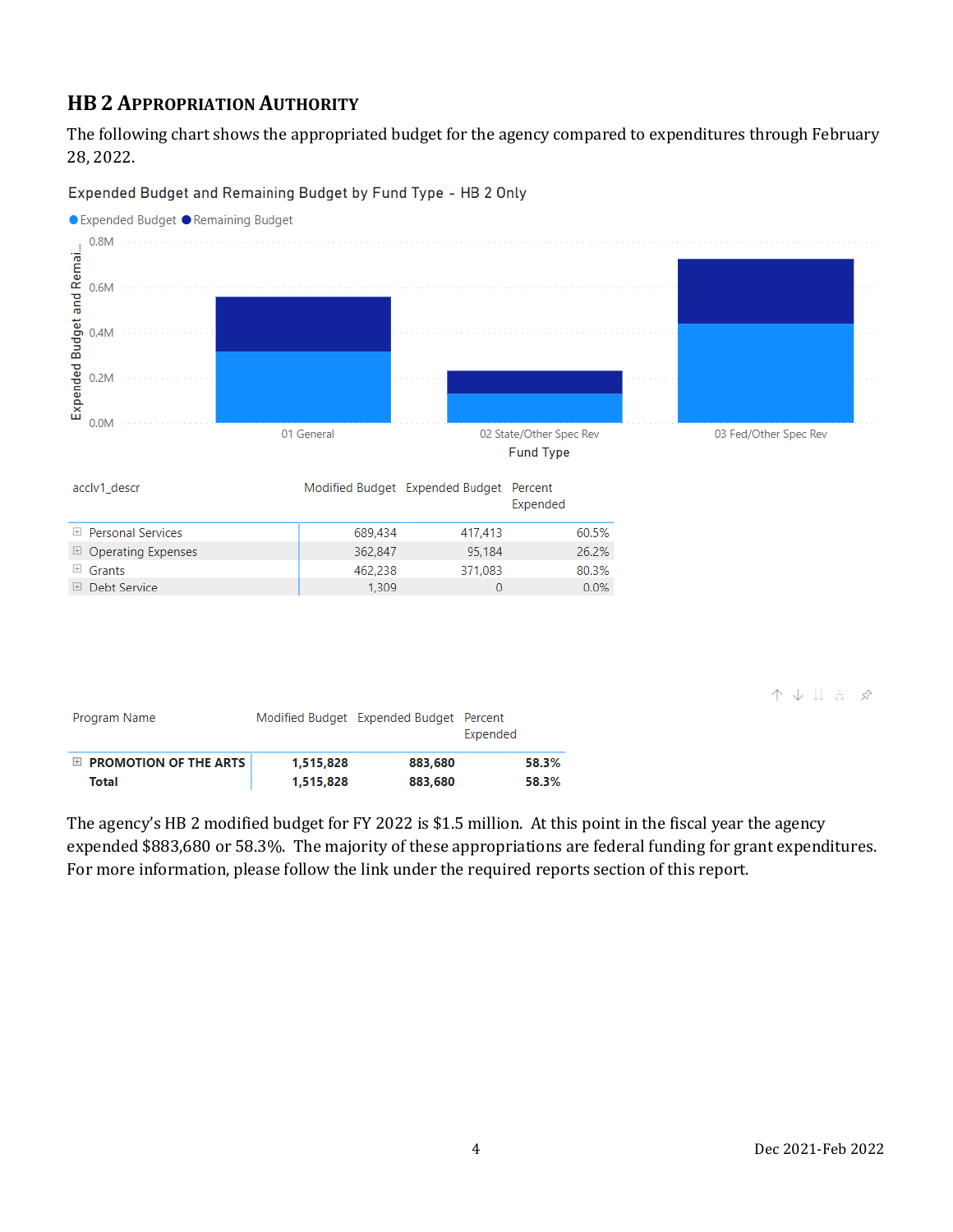## HB 2 Appropriation Authority

The following chart shows the appropriated budget for the agency compared to expenditures through February 28, 2022.

Expended Budget and Remaining Budget by Fund Type - HB 2 Only

| acclv1_descr | Modified Budget | Expended Budget | Percent Expended |
|---|---|---|---|
| Personal Services | 689,434 | 417,413 | 60.5% |
| Operating Expenses | 362,847 | 95,184 | 26.2% |
| Grants | 462,238 | 371,083 | 80.3% |
| Debt Service | 1,309 | 0 | 0.0% |

| Program Name | Modified Budget | Expended Budget | Percent Expended |
|---|---|---|---|
| **PROMOTION OF THE ARTS** | **1,515,828** | **883,680** | **58.3%** |
| **Total** | **1,515,828** | **883,680** | **58.3%** |

The agency's HB 2 modified budget for FY 2022 is $1.5 million. At this point in the fiscal year the agency expended $883,680 or 58.3%. The majority of these appropriations are federal funding for grant expenditures. For more information, please follow the link under the required reports section of this report.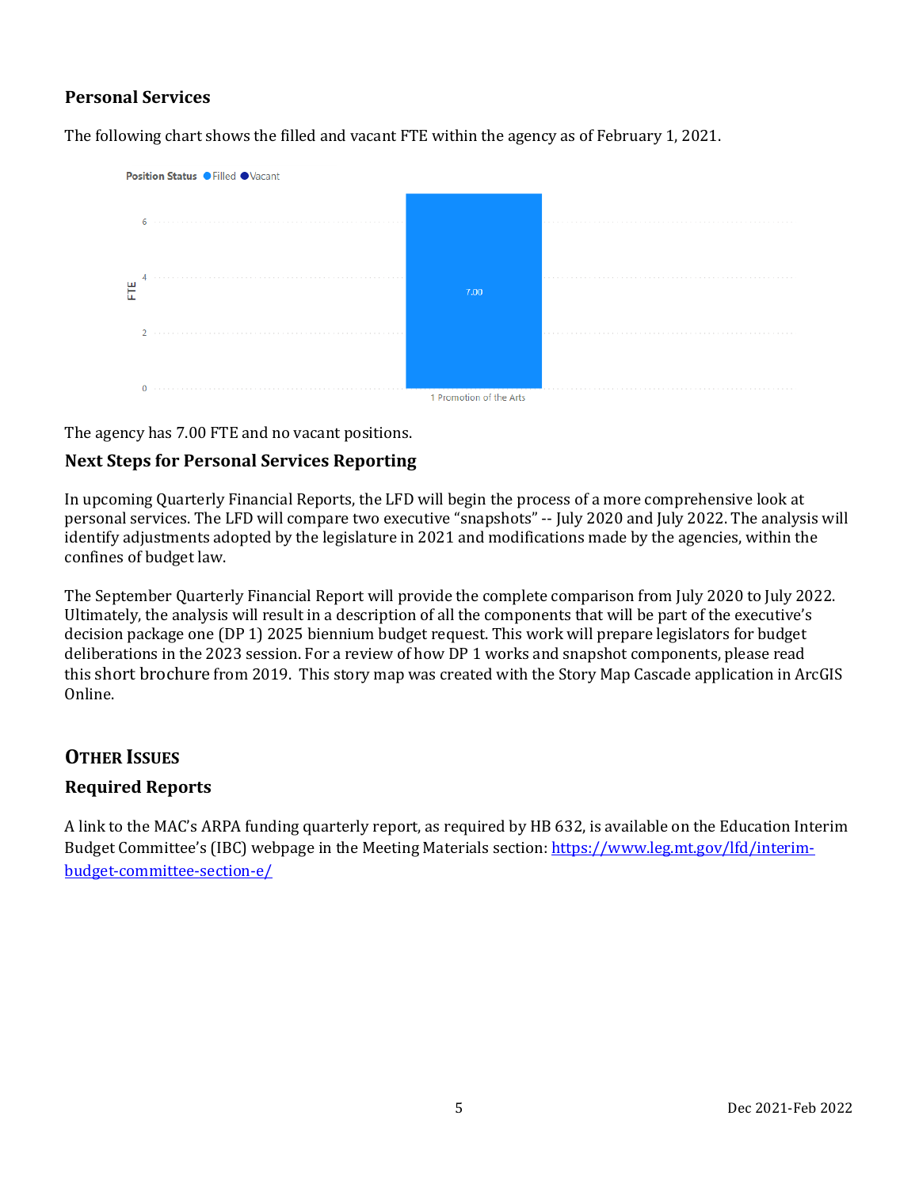### Personal Services

The following chart shows the filled and vacant FTE within the agency as of February 1, 2021.

Position Status Filled Vacant

FTE

0
2
4
6

7.00

1 Promotion of the Arts

The agency has 7.00 FTE and no vacant positions.

### Next Steps for Personal Services Reporting

In upcoming Quarterly Financial Reports, the LFD will begin the process of a more comprehensive look at personal services. The LFD will compare two executive "snapshots" -- July 2020 and July 2022. The analysis will identify adjustments adopted by the legislature in 2021 and modifications made by the agencies, within the confines of budget law.

The September Quarterly Financial Report will provide the complete comparison from July 2020 to July 2022. Ultimately, the analysis will result in a description of all the components that will be part of the executive's decision package one (DP 1) 2025 biennium budget request. This work will prepare legislators for budget deliberations in the 2023 session. For a review of how DP 1 works and snapshot components, please read this short brochure from 2019. This story map was created with the Story Map Cascade application in ArcGIS Online.

## Other Issues

### Required Reports

A link to the MAC's ARPA funding quarterly report, as required by HB 632, is available on the Education Interim Budget Committee's (IBC) webpage in the Meeting Materials section: [https://www.leg.mt.gov/lfd/interim-budget-committee-section-e/](https://www.leg.mt.gov/lfd/interim-budget-committee-section-e/)